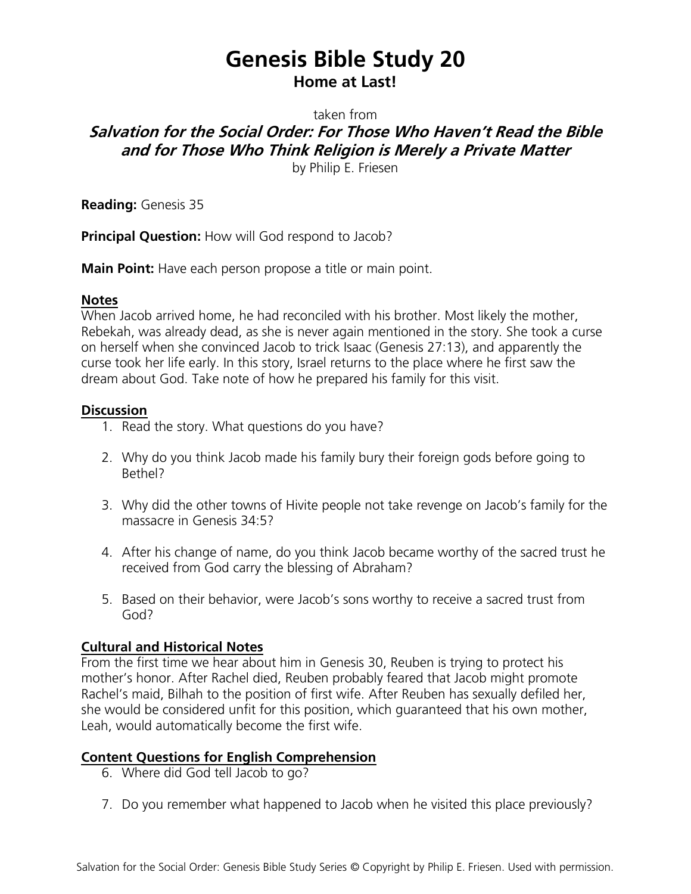# Genesis Bible Study 20

## Home at Last!

taken from

***Salvation for the Social Order: For Those Who Haven't Read the Bible and for Those Who Think Religion is Merely a Private Matter***

by Philip E. Friesen

**Reading:** Genesis 35

**Principal Question:** How will God respond to Jacob?

**Main Point:** Have each person propose a title or main point.

### Notes

When Jacob arrived home, he had reconciled with his brother. Most likely the mother, Rebekah, was already dead, as she is never again mentioned in the story. She took a curse on herself when she convinced Jacob to trick Isaac (Genesis 27:13), and apparently the curse took her life early. In this story, Israel returns to the place where he first saw the dream about God. Take note of how he prepared his family for this visit.

### Discussion

1. Read the story. What questions do you have?

2. Why do you think Jacob made his family bury their foreign gods before going to Bethel?

3. Why did the other towns of Hivite people not take revenge on Jacob's family for the massacre in Genesis 34:5?

4. After his change of name, do you think Jacob became worthy of the sacred trust he received from God carry the blessing of Abraham?

5. Based on their behavior, were Jacob's sons worthy to receive a sacred trust from God?

### Cultural and Historical Notes

From the first time we hear about him in Genesis 30, Reuben is trying to protect his mother's honor. After Rachel died, Reuben probably feared that Jacob might promote Rachel's maid, Bilhah to the position of first wife. After Reuben has sexually defiled her, she would be considered unfit for this position, which guaranteed that his own mother, Leah, would automatically become the first wife.

### Content Questions for English Comprehension

6. Where did God tell Jacob to go?

7. Do you remember what happened to Jacob when he visited this place previously?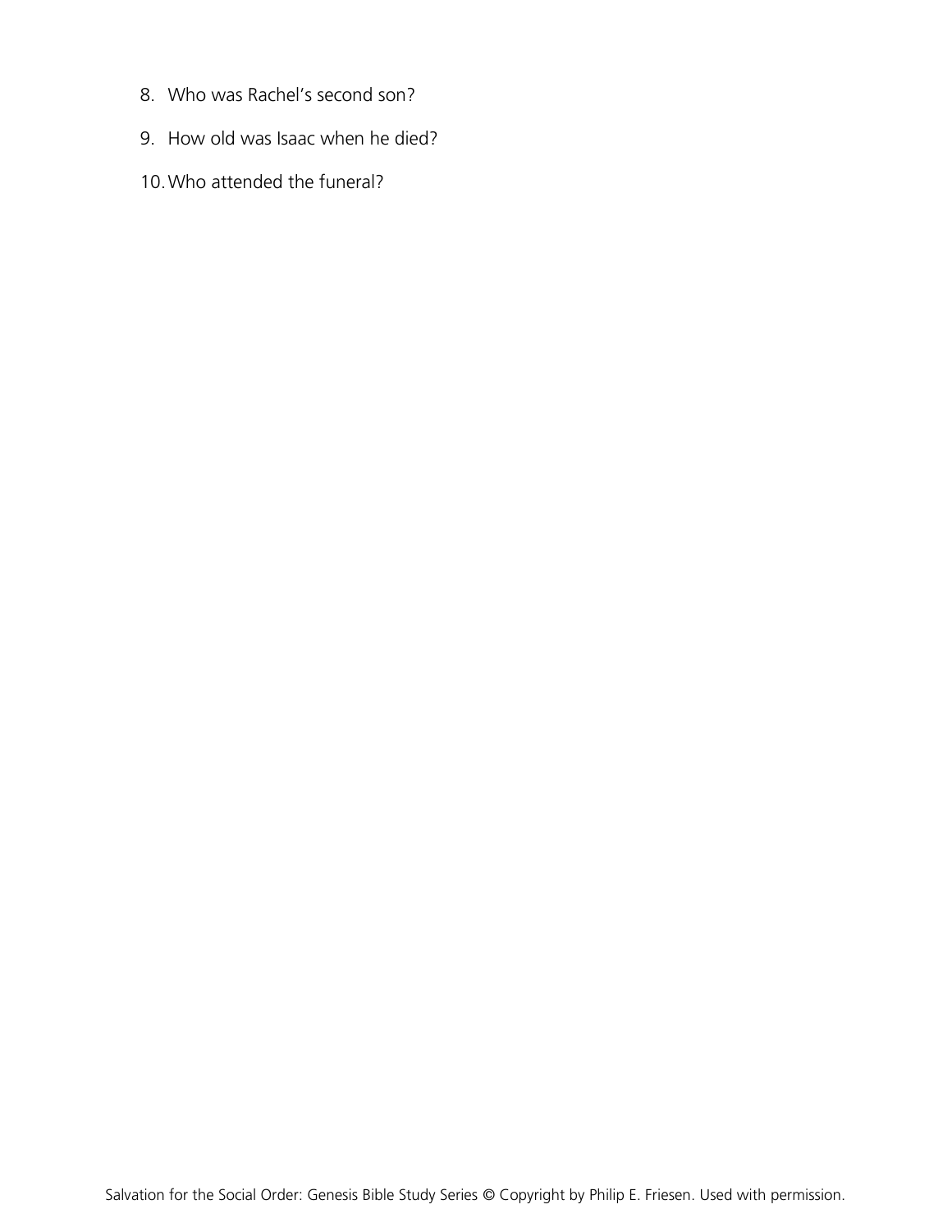8. Who was Rachel's second son?
9. How old was Isaac when he died?
10. Who attended the funeral?